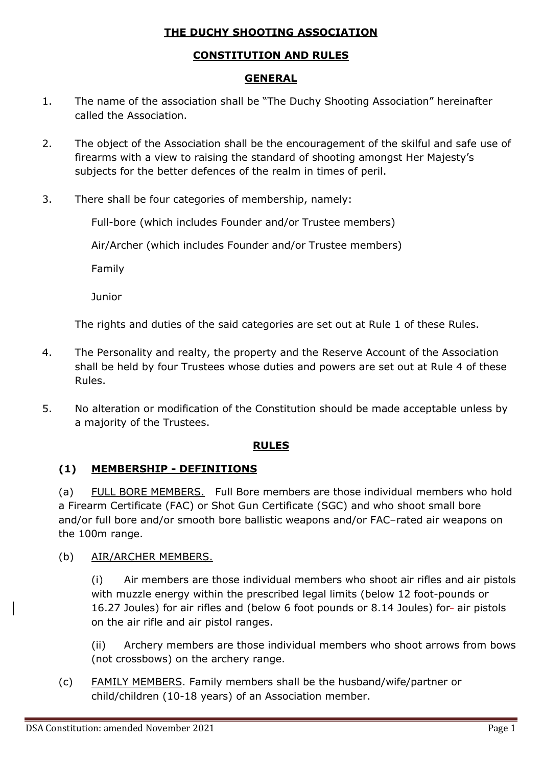# THE DUCHY SHOOTING ASSOCIATION

## CONSTITUTION AND RULES

### GENERAL

1. The name of the association shall be "The Duchy Shooting Association" hereinafter called the Association.

2. The object of the Association shall be the encouragement of the skilful and safe use of firearms with a view to raising the standard of shooting amongst Her Majesty's subjects for the better defences of the realm in times of peril.

3. There shall be four categories of membership, namely:

   Full-bore (which includes Founder and/or Trustee members)

   Air/Archer (which includes Founder and/or Trustee members)

   Family

   Junior

   The rights and duties of the said categories are set out at Rule 1 of these Rules.

4. The Personality and realty, the property and the Reserve Account of the Association shall be held by four Trustees whose duties and powers are set out at Rule 4 of these Rules.

5. No alteration or modification of the Constitution should be made acceptable unless by a majority of the Trustees.

### RULES

#### (1) MEMBERSHIP - DEFINITIONS

(a) FULL BORE MEMBERS. Full Bore members are those individual members who hold a Firearm Certificate (FAC) or Shot Gun Certificate (SGC) and who shoot small bore and/or full bore and/or smooth bore ballistic weapons and/or FAC–rated air weapons on the 100m range.

(b) AIR/ARCHER MEMBERS.

(i) Air members are those individual members who shoot air rifles and air pistols with muzzle energy within the prescribed legal limits (below 12 foot-pounds or 16.27 Joules) for air rifles and (below 6 foot pounds or 8.14 Joules) for air pistols on the air rifle and air pistol ranges.

(ii) Archery members are those individual members who shoot arrows from bows (not crossbows) on the archery range.

(c) FAMILY MEMBERS. Family members shall be the husband/wife/partner or child/children (10-18 years) of an Association member.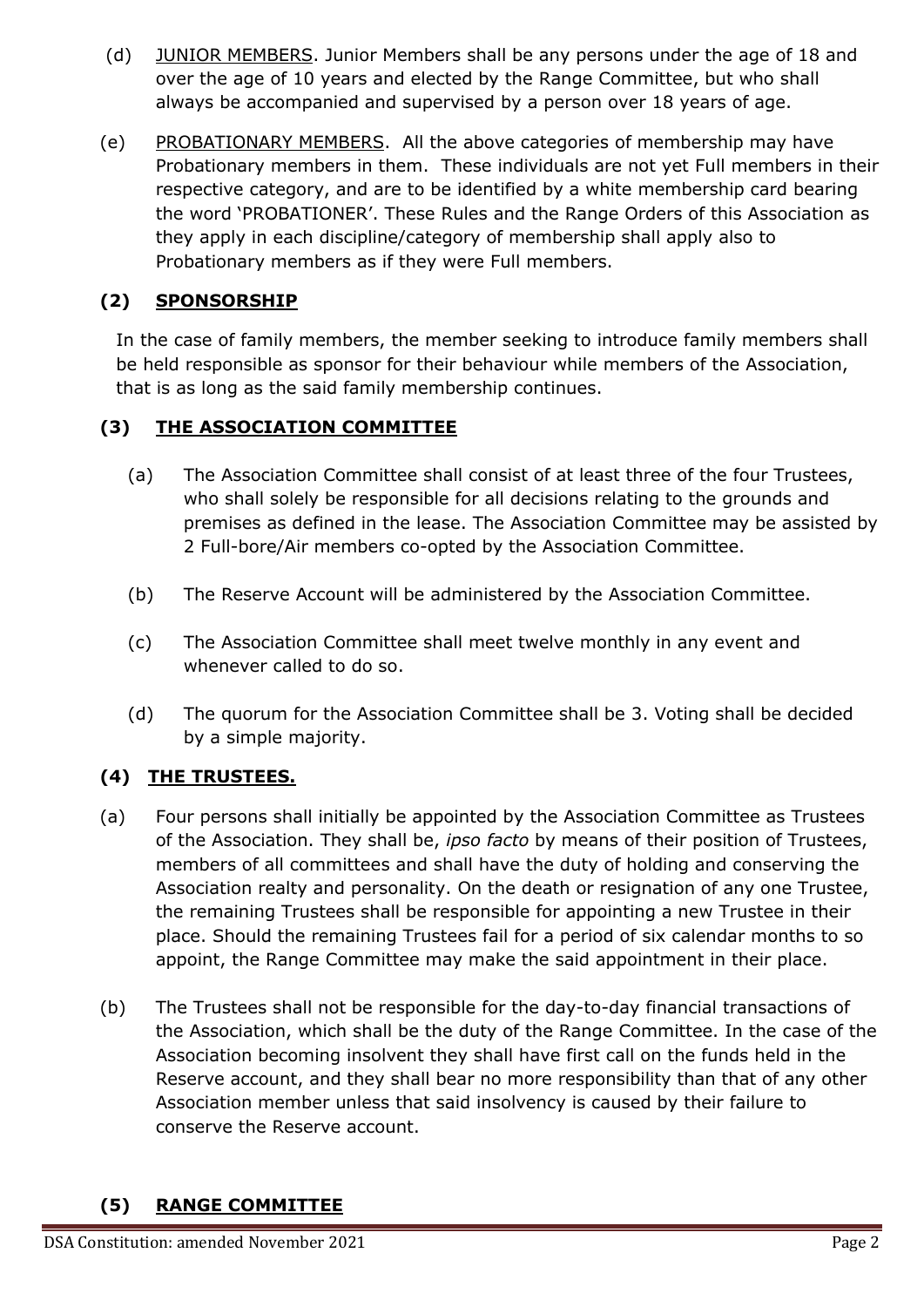(d) <u>JUNIOR MEMBERS</u>. Junior Members shall be any persons under the age of 18 and over the age of 10 years and elected by the Range Committee, but who shall always be accompanied and supervised by a person over 18 years of age.

(e) <u>PROBATIONARY MEMBERS</u>. All the above categories of membership may have Probationary members in them. These individuals are not yet Full members in their respective category, and are to be identified by a white membership card bearing the word 'PROBATIONER'. These Rules and the Range Orders of this Association as they apply in each discipline/category of membership shall apply also to Probationary members as if they were Full members.

### (2) SPONSORSHIP

In the case of family members, the member seeking to introduce family members shall be held responsible as sponsor for their behaviour while members of the Association, that is as long as the said family membership continues.

### (3) THE ASSOCIATION COMMITTEE

(a) The Association Committee shall consist of at least three of the four Trustees, who shall solely be responsible for all decisions relating to the grounds and premises as defined in the lease. The Association Committee may be assisted by 2 Full-bore/Air members co-opted by the Association Committee.

(b) The Reserve Account will be administered by the Association Committee.

(c) The Association Committee shall meet twelve monthly in any event and whenever called to do so.

(d) The quorum for the Association Committee shall be 3. Voting shall be decided by a simple majority.

### (4) THE TRUSTEES.

(a) Four persons shall initially be appointed by the Association Committee as Trustees of the Association. They shall be, *ipso facto* by means of their position of Trustees, members of all committees and shall have the duty of holding and conserving the Association realty and personality. On the death or resignation of any one Trustee, the remaining Trustees shall be responsible for appointing a new Trustee in their place. Should the remaining Trustees fail for a period of six calendar months to so appoint, the Range Committee may make the said appointment in their place.

(b) The Trustees shall not be responsible for the day-to-day financial transactions of the Association, which shall be the duty of the Range Committee. In the case of the Association becoming insolvent they shall have first call on the funds held in the Reserve account, and they shall bear no more responsibility than that of any other Association member unless that said insolvency is caused by their failure to conserve the Reserve account.

### (5) RANGE COMMITTEE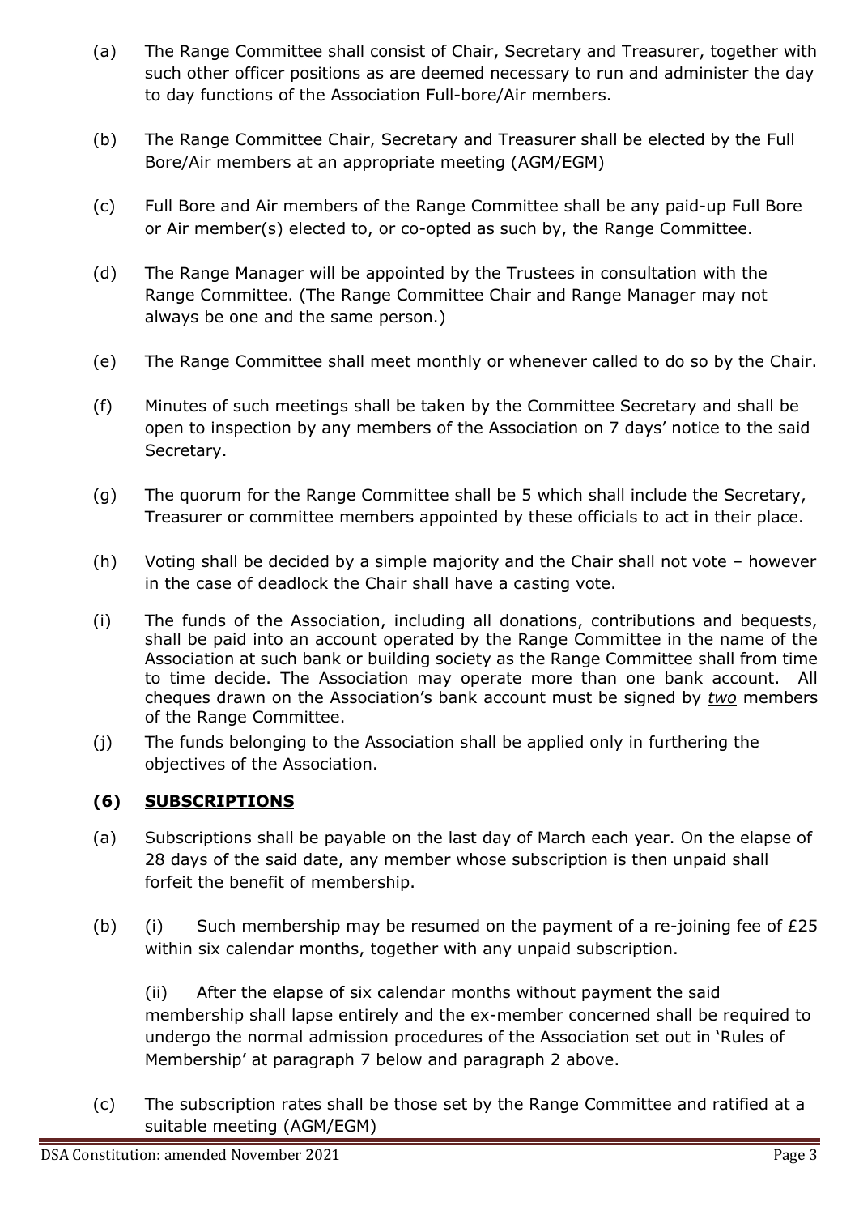(a) The Range Committee shall consist of Chair, Secretary and Treasurer, together with such other officer positions as are deemed necessary to run and administer the day to day functions of the Association Full-bore/Air members.

(b) The Range Committee Chair, Secretary and Treasurer shall be elected by the Full Bore/Air members at an appropriate meeting (AGM/EGM)

(c) Full Bore and Air members of the Range Committee shall be any paid-up Full Bore or Air member(s) elected to, or co-opted as such by, the Range Committee.

(d) The Range Manager will be appointed by the Trustees in consultation with the Range Committee. (The Range Committee Chair and Range Manager may not always be one and the same person.)

(e) The Range Committee shall meet monthly or whenever called to do so by the Chair.

(f) Minutes of such meetings shall be taken by the Committee Secretary and shall be open to inspection by any members of the Association on 7 days' notice to the said Secretary.

(g) The quorum for the Range Committee shall be 5 which shall include the Secretary, Treasurer or committee members appointed by these officials to act in their place.

(h) Voting shall be decided by a simple majority and the Chair shall not vote – however in the case of deadlock the Chair shall have a casting vote.

(i) The funds of the Association, including all donations, contributions and bequests, shall be paid into an account operated by the Range Committee in the name of the Association at such bank or building society as the Range Committee shall from time to time decide. The Association may operate more than one bank account. All cheques drawn on the Association's bank account must be signed by ***two*** members of the Range Committee.

(j) The funds belonging to the Association shall be applied only in furthering the objectives of the Association.

## (6) SUBSCRIPTIONS

(a) Subscriptions shall be payable on the last day of March each year. On the elapse of 28 days of the said date, any member whose subscription is then unpaid shall forfeit the benefit of membership.

(b) (i) Such membership may be resumed on the payment of a re-joining fee of £25 within six calendar months, together with any unpaid subscription.

(ii) After the elapse of six calendar months without payment the said membership shall lapse entirely and the ex-member concerned shall be required to undergo the normal admission procedures of the Association set out in 'Rules of Membership' at paragraph 7 below and paragraph 2 above.

(c) The subscription rates shall be those set by the Range Committee and ratified at a suitable meeting (AGM/EGM)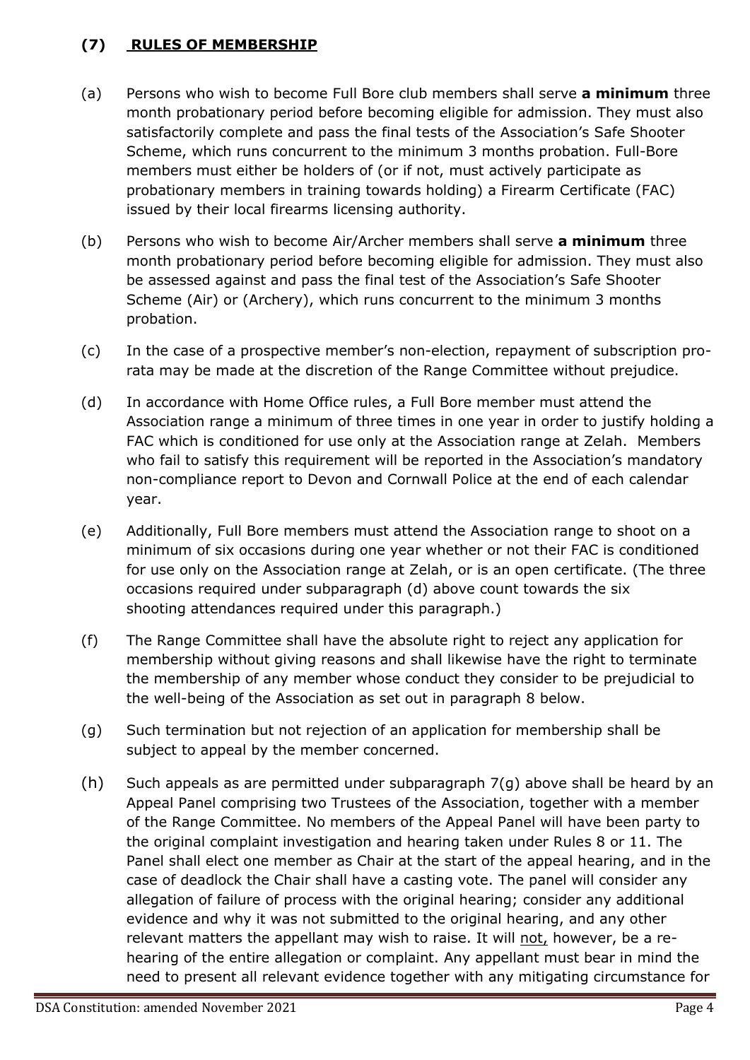## (7) RULES OF MEMBERSHIP

(a) Persons who wish to become Full Bore club members shall serve **a minimum** three month probationary period before becoming eligible for admission. They must also satisfactorily complete and pass the final tests of the Association's Safe Shooter Scheme, which runs concurrent to the minimum 3 months probation. Full-Bore members must either be holders of (or if not, must actively participate as probationary members in training towards holding) a Firearm Certificate (FAC) issued by their local firearms licensing authority.

(b) Persons who wish to become Air/Archer members shall serve **a minimum** three month probationary period before becoming eligible for admission. They must also be assessed against and pass the final test of the Association's Safe Shooter Scheme (Air) or (Archery), which runs concurrent to the minimum 3 months probation.

(c) In the case of a prospective member's non-election, repayment of subscription pro-rata may be made at the discretion of the Range Committee without prejudice.

(d) In accordance with Home Office rules, a Full Bore member must attend the Association range a minimum of three times in one year in order to justify holding a FAC which is conditioned for use only at the Association range at Zelah. Members who fail to satisfy this requirement will be reported in the Association's mandatory non-compliance report to Devon and Cornwall Police at the end of each calendar year.

(e) Additionally, Full Bore members must attend the Association range to shoot on a minimum of six occasions during one year whether or not their FAC is conditioned for use only on the Association range at Zelah, or is an open certificate. (The three occasions required under subparagraph (d) above count towards the six shooting attendances required under this paragraph.)

(f) The Range Committee shall have the absolute right to reject any application for membership without giving reasons and shall likewise have the right to terminate the membership of any member whose conduct they consider to be prejudicial to the well-being of the Association as set out in paragraph 8 below.

(g) Such termination but not rejection of an application for membership shall be subject to appeal by the member concerned.

(h) Such appeals as are permitted under subparagraph 7(g) above shall be heard by an Appeal Panel comprising two Trustees of the Association, together with a member of the Range Committee. No members of the Appeal Panel will have been party to the original complaint investigation and hearing taken under Rules 8 or 11. The Panel shall elect one member as Chair at the start of the appeal hearing, and in the case of deadlock the Chair shall have a casting vote. The panel will consider any allegation of failure of process with the original hearing; consider any additional evidence and why it was not submitted to the original hearing, and any other relevant matters the appellant may wish to raise. It will <u>not,</u> however, be a re-hearing of the entire allegation or complaint. Any appellant must bear in mind the need to present all relevant evidence together with any mitigating circumstance for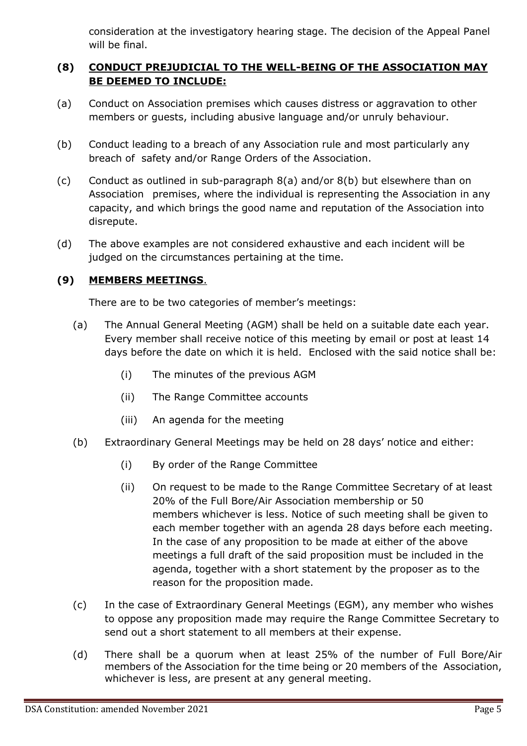consideration at the investigatory hearing stage. The decision of the Appeal Panel will be final.

## (8) CONDUCT PREJUDICIAL TO THE WELL-BEING OF THE ASSOCIATION MAY BE DEEMED TO INCLUDE:

(a) Conduct on Association premises which causes distress or aggravation to other members or guests, including abusive language and/or unruly behaviour.

(b) Conduct leading to a breach of any Association rule and most particularly any breach of safety and/or Range Orders of the Association.

(c) Conduct as outlined in sub-paragraph 8(a) and/or 8(b) but elsewhere than on Association premises, where the individual is representing the Association in any capacity, and which brings the good name and reputation of the Association into disrepute.

(d) The above examples are not considered exhaustive and each incident will be judged on the circumstances pertaining at the time.

## (9) MEMBERS MEETINGS.

There are to be two categories of member's meetings:

(a) The Annual General Meeting (AGM) shall be held on a suitable date each year. Every member shall receive notice of this meeting by email or post at least 14 days before the date on which it is held. Enclosed with the said notice shall be:

- (i) The minutes of the previous AGM
- (ii) The Range Committee accounts
- (iii) An agenda for the meeting

(b) Extraordinary General Meetings may be held on 28 days' notice and either:

- (i) By order of the Range Committee
- (ii) On request to be made to the Range Committee Secretary of at least 20% of the Full Bore/Air Association membership or 50 members whichever is less. Notice of such meeting shall be given to each member together with an agenda 28 days before each meeting. In the case of any proposition to be made at either of the above meetings a full draft of the said proposition must be included in the agenda, together with a short statement by the proposer as to the reason for the proposition made.

(c) In the case of Extraordinary General Meetings (EGM), any member who wishes to oppose any proposition made may require the Range Committee Secretary to send out a short statement to all members at their expense.

(d) There shall be a quorum when at least 25% of the number of Full Bore/Air members of the Association for the time being or 20 members of the Association, whichever is less, are present at any general meeting.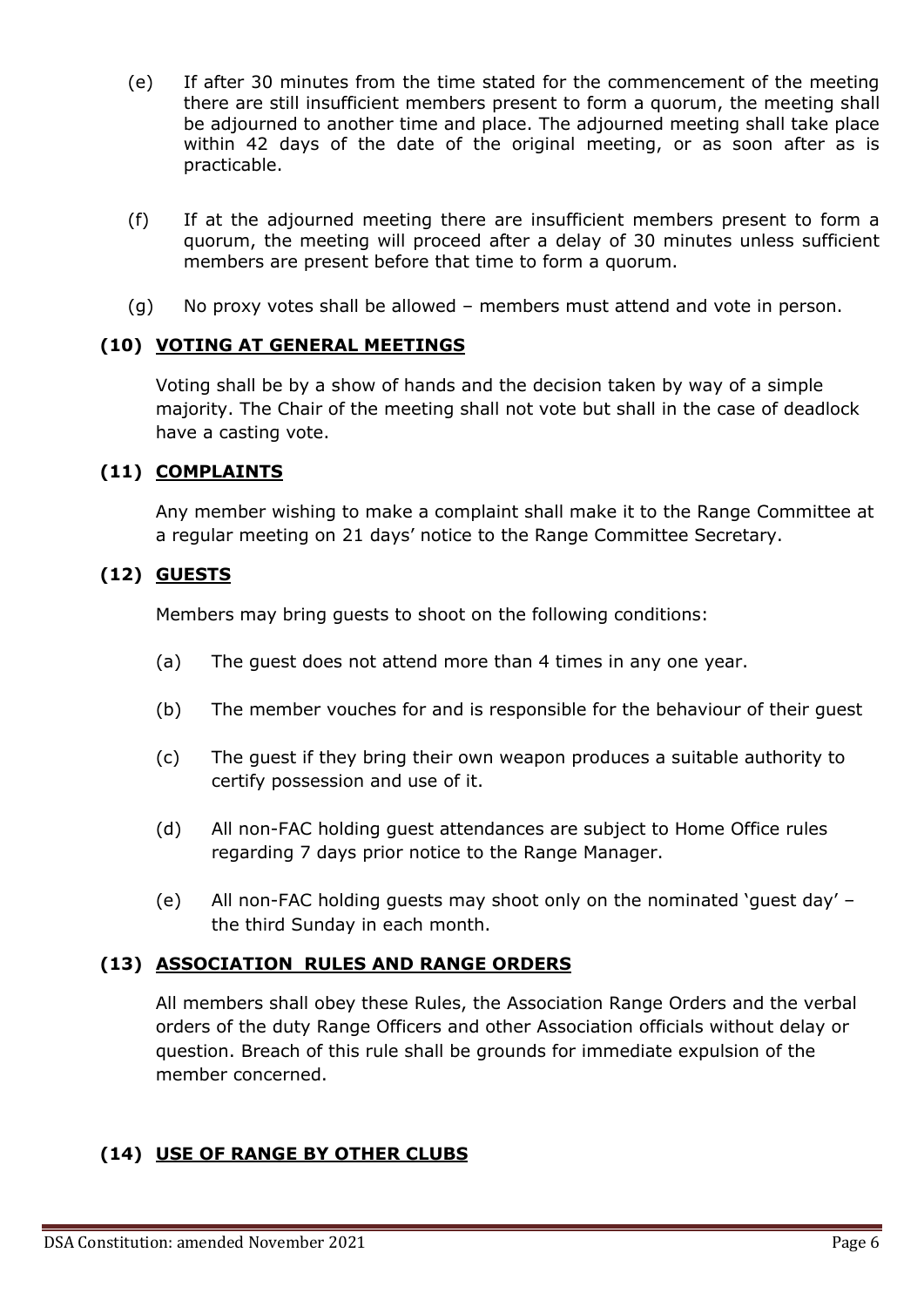(e) If after 30 minutes from the time stated for the commencement of the meeting there are still insufficient members present to form a quorum, the meeting shall be adjourned to another time and place. The adjourned meeting shall take place within 42 days of the date of the original meeting, or as soon after as is practicable.

(f) If at the adjourned meeting there are insufficient members present to form a quorum, the meeting will proceed after a delay of 30 minutes unless sufficient members are present before that time to form a quorum.

(g) No proxy votes shall be allowed – members must attend and vote in person.

### (10) VOTING AT GENERAL MEETINGS

Voting shall be by a show of hands and the decision taken by way of a simple majority. The Chair of the meeting shall not vote but shall in the case of deadlock have a casting vote.

### (11) COMPLAINTS

Any member wishing to make a complaint shall make it to the Range Committee at a regular meeting on 21 days' notice to the Range Committee Secretary.

### (12) GUESTS

Members may bring guests to shoot on the following conditions:

(a) The guest does not attend more than 4 times in any one year.

(b) The member vouches for and is responsible for the behaviour of their guest

(c) The guest if they bring their own weapon produces a suitable authority to certify possession and use of it.

(d) All non-FAC holding guest attendances are subject to Home Office rules regarding 7 days prior notice to the Range Manager.

(e) All non-FAC holding guests may shoot only on the nominated 'guest day' – the third Sunday in each month.

### (13) ASSOCIATION RULES AND RANGE ORDERS

All members shall obey these Rules, the Association Range Orders and the verbal orders of the duty Range Officers and other Association officials without delay or question. Breach of this rule shall be grounds for immediate expulsion of the member concerned.

### (14) USE OF RANGE BY OTHER CLUBS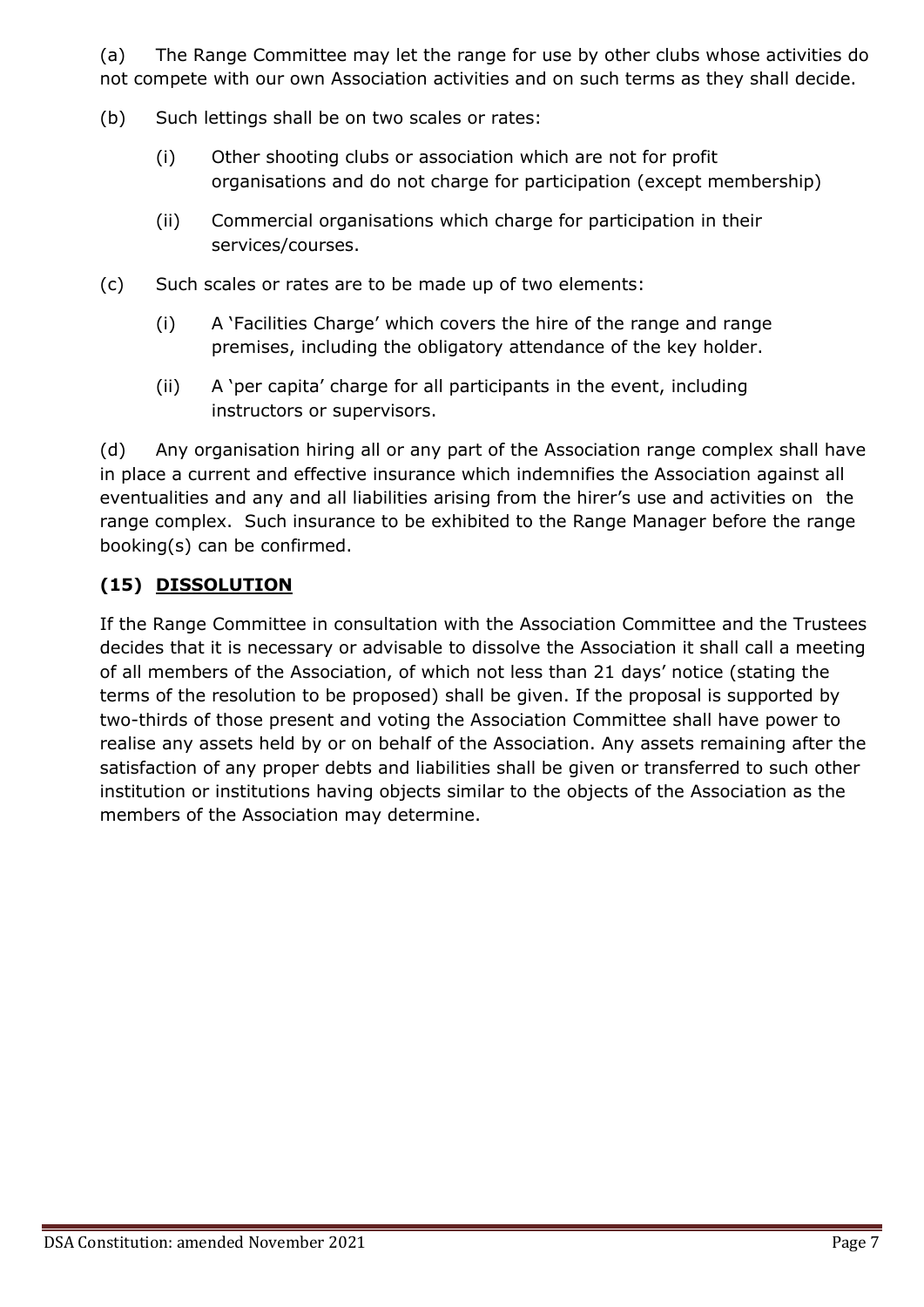(a) The Range Committee may let the range for use by other clubs whose activities do not compete with our own Association activities and on such terms as they shall decide.

(b) Such lettings shall be on two scales or rates:

  (i) Other shooting clubs or association which are not for profit organisations and do not charge for participation (except membership)

  (ii) Commercial organisations which charge for participation in their services/courses.

(c) Such scales or rates are to be made up of two elements:

  (i) A 'Facilities Charge' which covers the hire of the range and range premises, including the obligatory attendance of the key holder.

  (ii) A 'per capita' charge for all participants in the event, including instructors or supervisors.

(d) Any organisation hiring all or any part of the Association range complex shall have in place a current and effective insurance which indemnifies the Association against all eventualities and any and all liabilities arising from the hirer's use and activities on the range complex. Such insurance to be exhibited to the Range Manager before the range booking(s) can be confirmed.

## (15) DISSOLUTION

If the Range Committee in consultation with the Association Committee and the Trustees decides that it is necessary or advisable to dissolve the Association it shall call a meeting of all members of the Association, of which not less than 21 days' notice (stating the terms of the resolution to be proposed) shall be given. If the proposal is supported by two-thirds of those present and voting the Association Committee shall have power to realise any assets held by or on behalf of the Association. Any assets remaining after the satisfaction of any proper debts and liabilities shall be given or transferred to such other institution or institutions having objects similar to the objects of the Association as the members of the Association may determine.